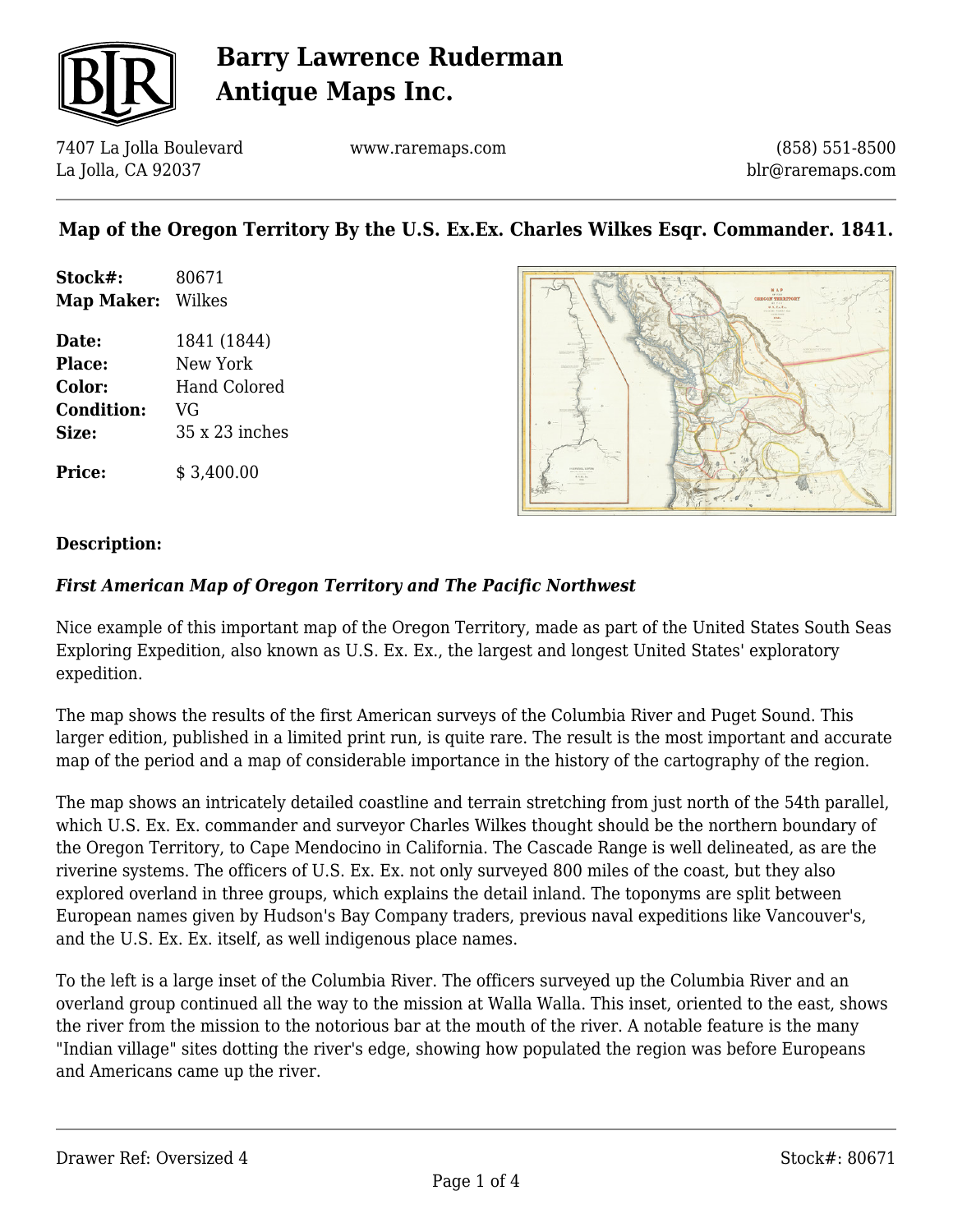# Barry Lawrence Ruderman Antique Maps Inc.

7407 La Jolla Boulevard
La Jolla, CA 92037

www.raremaps.com

(858) 551-8500
blr@raremaps.com

## Map of the Oregon Territory By the U.S. Ex.Ex. Charles Wilkes Esqr. Commander. 1841.

**Stock#:** 80671
**Map Maker:** Wilkes

**Date:** 1841 (1844)
**Place:** New York
**Color:** Hand Colored
**Condition:** VG
**Size:** 35 x 23 inches

**Price:** $ 3,400.00

**Description:**

***First American Map of Oregon Territory and The Pacific Northwest***

Nice example of this important map of the Oregon Territory, made as part of the United States South Seas Exploring Expedition, also known as U.S. Ex. Ex., the largest and longest United States' exploratory expedition.

The map shows the results of the first American surveys of the Columbia River and Puget Sound. This larger edition, published in a limited print run, is quite rare. The result is the most important and accurate map of the period and a map of considerable importance in the history of the cartography of the region.

The map shows an intricately detailed coastline and terrain stretching from just north of the 54th parallel, which U.S. Ex. Ex. commander and surveyor Charles Wilkes thought should be the northern boundary of the Oregon Territory, to Cape Mendocino in California. The Cascade Range is well delineated, as are the riverine systems. The officers of U.S. Ex. Ex. not only surveyed 800 miles of the coast, but they also explored overland in three groups, which explains the detail inland. The toponyms are split between European names given by Hudson's Bay Company traders, previous naval expeditions like Vancouver's, and the U.S. Ex. Ex. itself, as well indigenous place names.

To the left is a large inset of the Columbia River. The officers surveyed up the Columbia River and an overland group continued all the way to the mission at Walla Walla. This inset, oriented to the east, shows the river from the mission to the notorious bar at the mouth of the river. A notable feature is the many "Indian village" sites dotting the river's edge, showing how populated the region was before Europeans and Americans came up the river.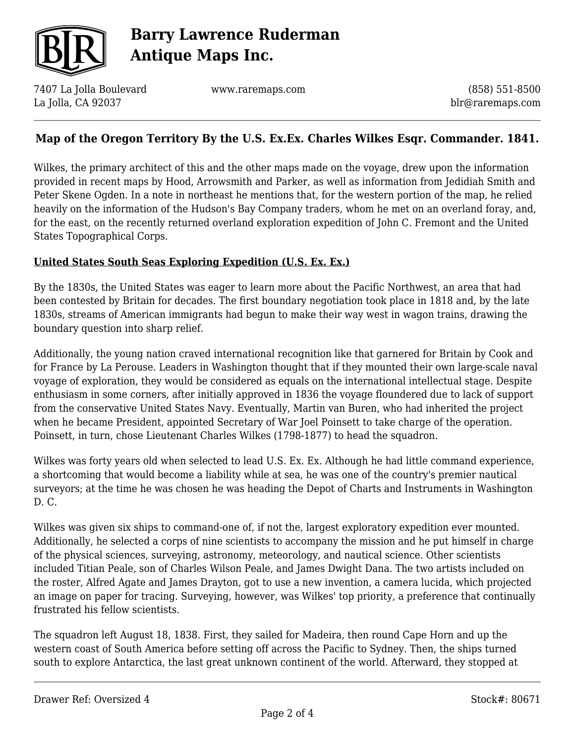## Map of the Oregon Territory By the U.S. Ex.Ex. Charles Wilkes Esqr. Commander. 1841.

Wilkes, the primary architect of this and the other maps made on the voyage, drew upon the information provided in recent maps by Hood, Arrowsmith and Parker, as well as information from Jedidiah Smith and Peter Skene Ogden. In a note in northeast he mentions that, for the western portion of the map, he relied heavily on the information of the Hudson's Bay Company traders, whom he met on an overland foray, and, for the east, on the recently returned overland exploration expedition of John C. Fremont and the United States Topographical Corps.

**United States South Seas Exploring Expedition (U.S. Ex. Ex.)**

By the 1830s, the United States was eager to learn more about the Pacific Northwest, an area that had been contested by Britain for decades. The first boundary negotiation took place in 1818 and, by the late 1830s, streams of American immigrants had begun to make their way west in wagon trains, drawing the boundary question into sharp relief.

Additionally, the young nation craved international recognition like that garnered for Britain by Cook and for France by La Perouse. Leaders in Washington thought that if they mounted their own large-scale naval voyage of exploration, they would be considered as equals on the international intellectual stage. Despite enthusiasm in some corners, after initially approved in 1836 the voyage floundered due to lack of support from the conservative United States Navy. Eventually, Martin van Buren, who had inherited the project when he became President, appointed Secretary of War Joel Poinsett to take charge of the operation. Poinsett, in turn, chose Lieutenant Charles Wilkes (1798-1877) to head the squadron.

Wilkes was forty years old when selected to lead U.S. Ex. Ex. Although he had little command experience, a shortcoming that would become a liability while at sea, he was one of the country's premier nautical surveyors; at the time he was chosen he was heading the Depot of Charts and Instruments in Washington D. C.

Wilkes was given six ships to command-one of, if not the, largest exploratory expedition ever mounted. Additionally, he selected a corps of nine scientists to accompany the mission and he put himself in charge of the physical sciences, surveying, astronomy, meteorology, and nautical science. Other scientists included Titian Peale, son of Charles Wilson Peale, and James Dwight Dana. The two artists included on the roster, Alfred Agate and James Drayton, got to use a new invention, a camera lucida, which projected an image on paper for tracing. Surveying, however, was Wilkes' top priority, a preference that continually frustrated his fellow scientists.

The squadron left August 18, 1838. First, they sailed for Madeira, then round Cape Horn and up the western coast of South America before setting off across the Pacific to Sydney. Then, the ships turned south to explore Antarctica, the last great unknown continent of the world. Afterward, they stopped at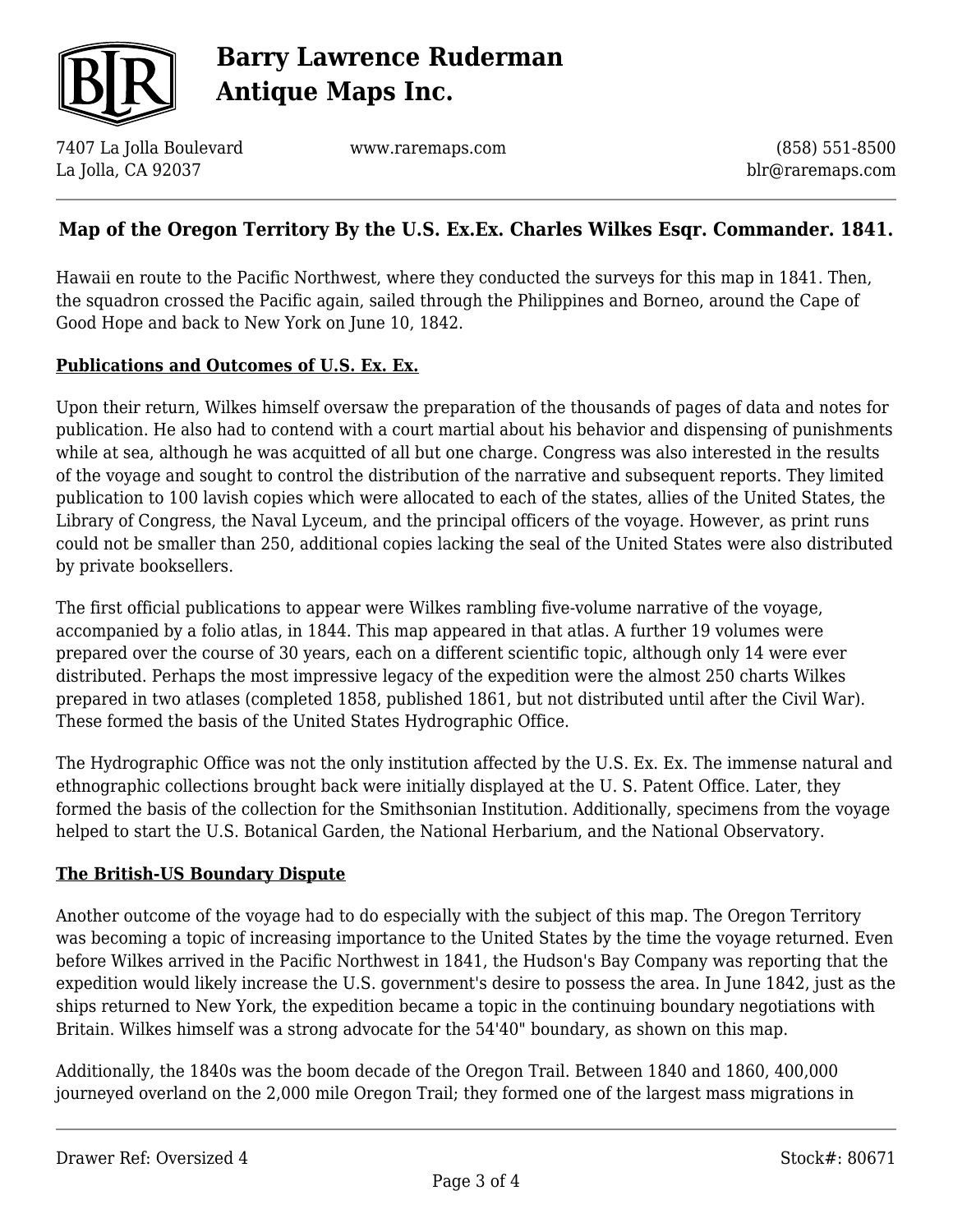Hawaii en route to the Pacific Northwest, where they conducted the surveys for this map in 1841. Then, the squadron crossed the Pacific again, sailed through the Philippines and Borneo, around the Cape of Good Hope and back to New York on June 10, 1842.

**Publications and Outcomes of U.S. Ex. Ex.**

Upon their return, Wilkes himself oversaw the preparation of the thousands of pages of data and notes for publication. He also had to contend with a court martial about his behavior and dispensing of punishments while at sea, although he was acquitted of all but one charge. Congress was also interested in the results of the voyage and sought to control the distribution of the narrative and subsequent reports. They limited publication to 100 lavish copies which were allocated to each of the states, allies of the United States, the Library of Congress, the Naval Lyceum, and the principal officers of the voyage. However, as print runs could not be smaller than 250, additional copies lacking the seal of the United States were also distributed by private booksellers.

The first official publications to appear were Wilkes rambling five-volume narrative of the voyage, accompanied by a folio atlas, in 1844. This map appeared in that atlas. A further 19 volumes were prepared over the course of 30 years, each on a different scientific topic, although only 14 were ever distributed. Perhaps the most impressive legacy of the expedition were the almost 250 charts Wilkes prepared in two atlases (completed 1858, published 1861, but not distributed until after the Civil War). These formed the basis of the United States Hydrographic Office.

The Hydrographic Office was not the only institution affected by the U.S. Ex. Ex. The immense natural and ethnographic collections brought back were initially displayed at the U. S. Patent Office. Later, they formed the basis of the collection for the Smithsonian Institution. Additionally, specimens from the voyage helped to start the U.S. Botanical Garden, the National Herbarium, and the National Observatory.

**The British-US Boundary Dispute**

Another outcome of the voyage had to do especially with the subject of this map. The Oregon Territory was becoming a topic of increasing importance to the United States by the time the voyage returned. Even before Wilkes arrived in the Pacific Northwest in 1841, the Hudson's Bay Company was reporting that the expedition would likely increase the U.S. government's desire to possess the area. In June 1842, just as the ships returned to New York, the expedition became a topic in the continuing boundary negotiations with Britain. Wilkes himself was a strong advocate for the 54'40" boundary, as shown on this map.

Additionally, the 1840s was the boom decade of the Oregon Trail. Between 1840 and 1860, 400,000 journeyed overland on the 2,000 mile Oregon Trail; they formed one of the largest mass migrations in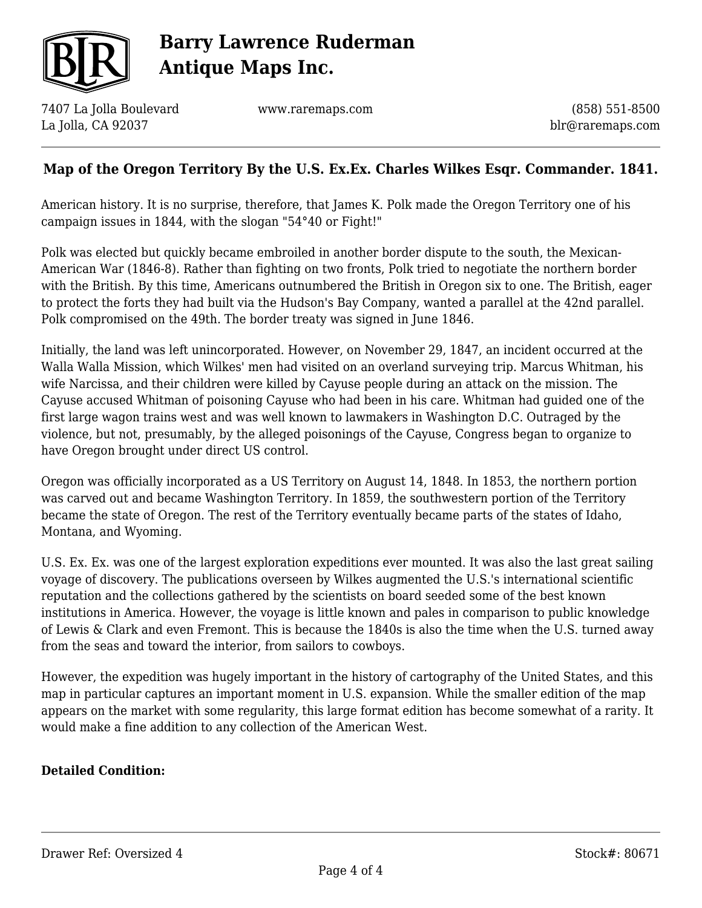**Map of the Oregon Territory By the U.S. Ex.Ex. Charles Wilkes Esqr. Commander. 1841.**

American history. It is no surprise, therefore, that James K. Polk made the Oregon Territory one of his campaign issues in 1844, with the slogan "54°40 or Fight!"

Polk was elected but quickly became embroiled in another border dispute to the south, the Mexican-American War (1846-8). Rather than fighting on two fronts, Polk tried to negotiate the northern border with the British. By this time, Americans outnumbered the British in Oregon six to one. The British, eager to protect the forts they had built via the Hudson's Bay Company, wanted a parallel at the 42nd parallel. Polk compromised on the 49th. The border treaty was signed in June 1846.

Initially, the land was left unincorporated. However, on November 29, 1847, an incident occurred at the Walla Walla Mission, which Wilkes' men had visited on an overland surveying trip. Marcus Whitman, his wife Narcissa, and their children were killed by Cayuse people during an attack on the mission. The Cayuse accused Whitman of poisoning Cayuse who had been in his care. Whitman had guided one of the first large wagon trains west and was well known to lawmakers in Washington D.C. Outraged by the violence, but not, presumably, by the alleged poisonings of the Cayuse, Congress began to organize to have Oregon brought under direct US control.

Oregon was officially incorporated as a US Territory on August 14, 1848. In 1853, the northern portion was carved out and became Washington Territory. In 1859, the southwestern portion of the Territory became the state of Oregon. The rest of the Territory eventually became parts of the states of Idaho, Montana, and Wyoming.

U.S. Ex. Ex. was one of the largest exploration expeditions ever mounted. It was also the last great sailing voyage of discovery. The publications overseen by Wilkes augmented the U.S.'s international scientific reputation and the collections gathered by the scientists on board seeded some of the best known institutions in America. However, the voyage is little known and pales in comparison to public knowledge of Lewis & Clark and even Fremont. This is because the 1840s is also the time when the U.S. turned away from the seas and toward the interior, from sailors to cowboys.

However, the expedition was hugely important in the history of cartography of the United States, and this map in particular captures an important moment in U.S. expansion. While the smaller edition of the map appears on the market with some regularity, this large format edition has become somewhat of a rarity. It would make a fine addition to any collection of the American West.

**Detailed Condition:**

Drawer Ref: Oversized 4

Stock#: 80671